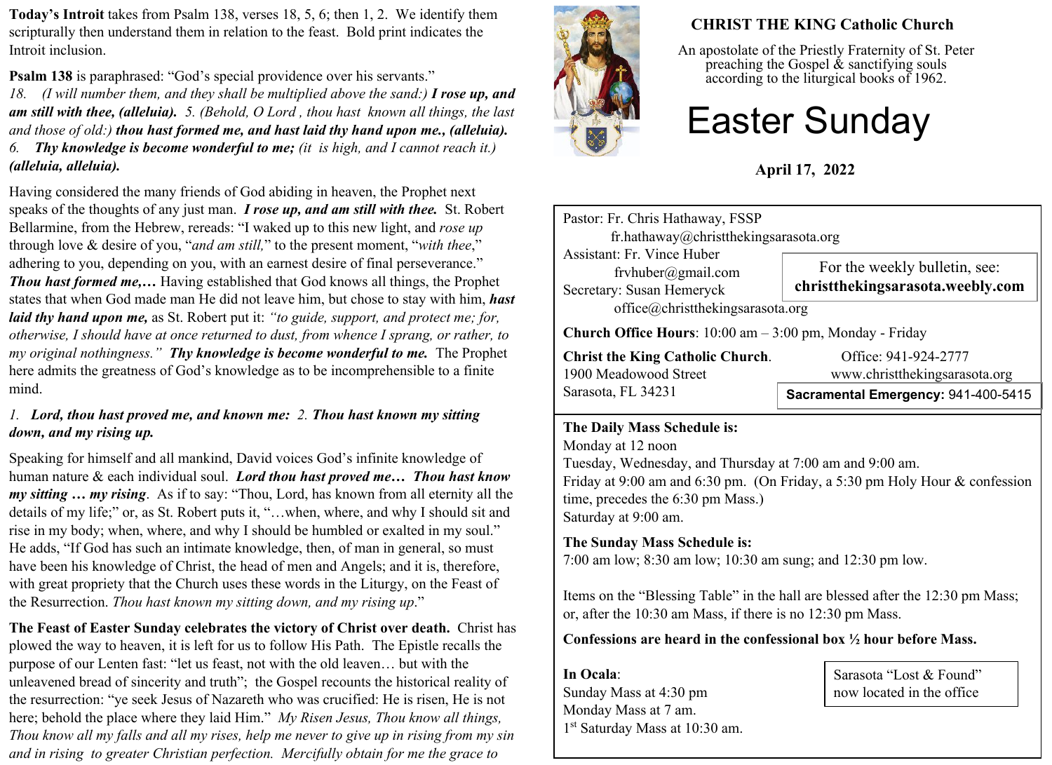# CHRIST THE KING Catholic Church

An apostolate of the Priestly Fraternity of St. Peter preaching the Gospel & sanctifying souls according to the liturgical books of 1962.

# Easter Sunday

**April 17, 2022**

Pastor: Fr. Chris Hathaway, FSSP
fr.hathaway@christthekingsarasota.org
Assistant: Fr. Vince Huber
frvhuber@gmail.com
Secretary: Susan Hemeryck
office@christthekingsarasota.org

For the weekly bulletin, see: **christthekingsarasota.weebly.com**

**Church Office Hours**: 10:00 am – 3:00 pm, Monday - Friday

**Christ the King Catholic Church**.
1900 Meadowood Street
Sarasota, FL 34231

Office: 941-924-2777
www.christthekingsarasota.org

**Sacramental Emergency:** 941-400-5415

**The Daily Mass Schedule is:**
Monday at 12 noon
Tuesday, Wednesday, and Thursday at 7:00 am and 9:00 am.
Friday at 9:00 am and 6:30 pm. (On Friday, a 5:30 pm Holy Hour & confession time, precedes the 6:30 pm Mass.)
Saturday at 9:00 am.

**The Sunday Mass Schedule is:**
7:00 am low; 8:30 am low; 10:30 am sung; and 12:30 pm low.

Items on the "Blessing Table" in the hall are blessed after the 12:30 pm Mass; or, after the 10:30 am Mass, if there is no 12:30 pm Mass.

**Confessions are heard in the confessional box ½ hour before Mass.**

**In Ocala**:
Sunday Mass at 4:30 pm
Monday Mass at 7 am.
1st Saturday Mass at 10:30 am.

Sarasota "Lost & Found" now located in the office

---

**Today's Introit** takes from Psalm 138, verses 18, 5, 6; then 1, 2. We identify them scripturally then understand them in relation to the feast. Bold print indicates the Introit inclusion.

**Psalm 138** is paraphrased: "God's special providence over his servants."
*18. (I will number them, and they shall be multiplied above the sand:)* ***I rose up, and am still with thee, (alleluia).*** *5. (Behold, O Lord , thou hast known all things, the last and those of old:)* ***thou hast formed me, and hast laid thy hand upon me., (alleluia).*** *6.* ***Thy knowledge is become wonderful to me;*** *(it is high, and I cannot reach it.)* ***(alleluia, alleluia).***

Having considered the many friends of God abiding in heaven, the Prophet next speaks of the thoughts of any just man. ***I rose up, and am still with thee.*** St. Robert Bellarmine, from the Hebrew, rereads: "I waked up to this new light, and *rose up* through love & desire of you, "*and am still,*" to the present moment, "*with thee*," adhering to you, depending on you, with an earnest desire of final perseverance." ***Thou hast formed me,…*** Having established that God knows all things, the Prophet states that when God made man He did not leave him, but chose to stay with him, ***hast laid thy hand upon me,*** as St. Robert put it: *"to guide, support, and protect me; for, otherwise, I should have at once returned to dust, from whence I sprang, or rather, to my original nothingness."* ***Thy knowledge is become wonderful to me.*** The Prophet here admits the greatness of God's knowledge as to be incomprehensible to a finite mind.

*1.* ***Lord, thou hast proved me, and known me:*** *2.* ***Thou hast known my sitting down, and my rising up.***

Speaking for himself and all mankind, David voices God's infinite knowledge of human nature & each individual soul. ***Lord thou hast proved me… Thou hast know my sitting … my rising***. As if to say: "Thou, Lord, has known from all eternity all the details of my life;" or, as St. Robert puts it, "…when, where, and why I should sit and rise in my body; when, where, and why I should be humbled or exalted in my soul." He adds, "If God has such an intimate knowledge, then, of man in general, so must have been his knowledge of Christ, the head of men and Angels; and it is, therefore, with great propriety that the Church uses these words in the Liturgy, on the Feast of the Resurrection. *Thou hast known my sitting down, and my rising up*."

**The Feast of Easter Sunday celebrates the victory of Christ over death.** Christ has plowed the way to heaven, it is left for us to follow His Path. The Epistle recalls the purpose of our Lenten fast: "let us feast, not with the old leaven… but with the unleavened bread of sincerity and truth"; the Gospel recounts the historical reality of the resurrection: "ye seek Jesus of Nazareth who was crucified: He is risen, He is not here; behold the place where they laid Him." *My Risen Jesus, Thou know all things, Thou know all my falls and all my rises, help me never to give up in rising from my sin and in rising to greater Christian perfection. Mercifully obtain for me the grace to*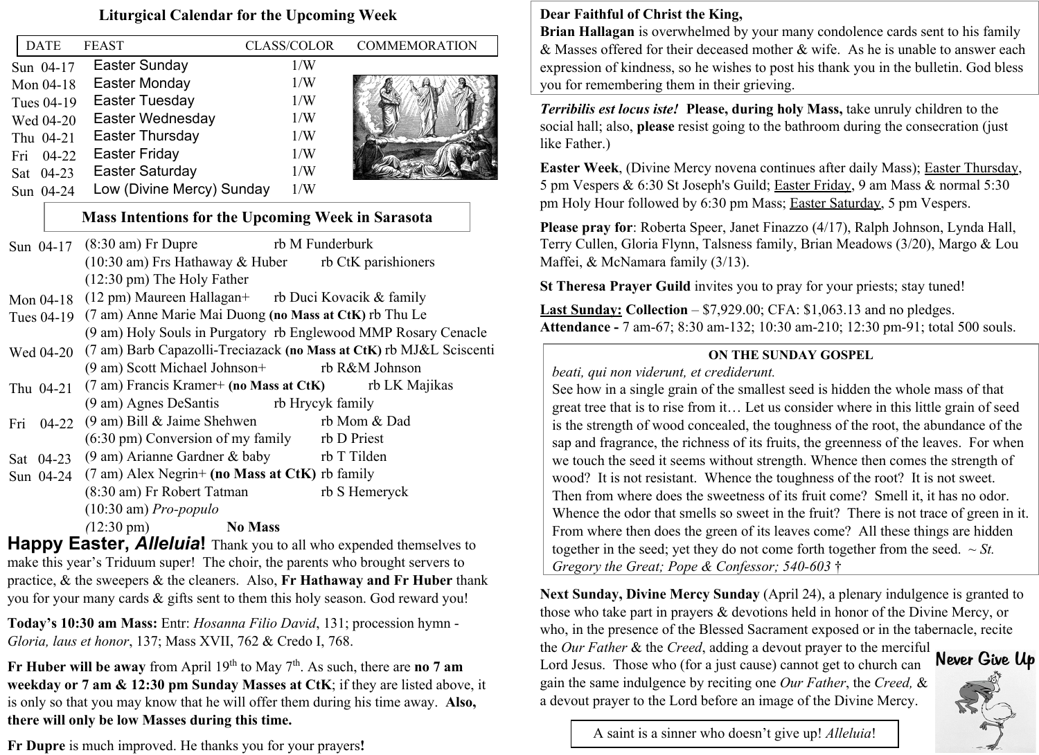## Liturgical Calendar for the Upcoming Week

| DATE | FEAST | CLASS/COLOR | COMMEMORATION |
|---|---|---|---|
| Sun 04-17 | Easter Sunday | 1/W | |
| Mon 04-18 | Easter Monday | 1/W | |
| Tues 04-19 | Easter Tuesday | 1/W | |
| Wed 04-20 | Easter Wednesday | 1/W | |
| Thu 04-21 | Easter Thursday | 1/W | |
| Fri 04-22 | Easter Friday | 1/W | |
| Sat 04-23 | Easter Saturday | 1/W | |
| Sun 04-24 | Low (Divine Mercy) Sunday | 1/W | |

## Mass Intentions for the Upcoming Week in Sarasota

| | | |
|---|---|---|
| Sun 04-17 | (8:30 am) Fr Dupre | rb M Funderburk |
| | (10:30 am) Frs Hathaway & Huber | rb CtK parishioners |
| | (12:30 pm) The Holy Father | |
| Mon 04-18 | (12 pm) Maureen Hallagan+ | rb Duci Kovacik & family |
| Tues 04-19 | (7 am) Anne Marie Mai Duong **(no Mass at CtK)** | rb Thu Le |
| | (9 am) Holy Souls in Purgatory | rb Englewood MMP Rosary Cenacle |
| Wed 04-20 | (7 am) Barb Capazolli-Treciazack **(no Mass at CtK)** | rb MJ&L Sciscenti |
| | (9 am) Scott Michael Johnson+ | rb R&M Johnson |
| Thu 04-21 | (7 am) Francis Kramer+ **(no Mass at CtK)** | rb LK Majikas |
| | (9 am) Agnes DeSantis | rb Hrycyk family |
| Fri 04-22 | (9 am) Bill & Jaime Shehwen | rb Mom & Dad |
| | (6:30 pm) Conversion of my family | rb D Priest |
| Sat 04-23 | (9 am) Arianne Gardner & baby | rb T Tilden |
| Sun 04-24 | (7 am) Alex Negrin+ **(no Mass at CtK)** | rb family |
| | (8:30 am) Fr Robert Tatman | rb S Hemeryck |
| | (10:30 am) *Pro-populo* | |
| | (12:30 pm) | **No Mass** |

**Happy Easter, *Alleluia*!** Thank you to all who expended themselves to make this year's Triduum super! The choir, the parents who brought servers to practice, & the sweepers & the cleaners. Also, **Fr Hathaway and Fr Huber** thank you for your many cards & gifts sent to them this holy season. God reward you!

**Today's 10:30 am Mass:** Entr: *Hosanna Filio David*, 131; procession hymn - *Gloria, laus et honor*, 137; Mass XVII, 762 & Credo I, 768.

**Fr Huber will be away** from April 19th to May 7th. As such, there are **no 7 am weekday or 7 am & 12:30 pm Sunday Masses at CtK**; if they are listed above, it is only so that you may know that he will offer them during his time away. **Also, there will only be low Masses during this time.**

**Fr Dupre** is much improved. He thanks you for your prayers**!**

Dear Faithful of Christ the King,
**Brian Hallagan** is overwhelmed by your many condolence cards sent to his family & Masses offered for their deceased mother & wife. As he is unable to answer each expression of kindness, so he wishes to post his thank you in the bulletin. God bless you for remembering them in their grieving.

***Terribilis est locus iste!*** **Please, during holy Mass,** take unruly children to the social hall; also, **please** resist going to the bathroom during the consecration (just like Father.)

**Easter Week**, (Divine Mercy novena continues after daily Mass); Easter Thursday, 5 pm Vespers & 6:30 St Joseph's Guild; Easter Friday, 9 am Mass & normal 5:30 pm Holy Hour followed by 6:30 pm Mass; Easter Saturday, 5 pm Vespers.

**Please pray for**: Roberta Speer, Janet Finazzo (4/17), Ralph Johnson, Lynda Hall, Terry Cullen, Gloria Flynn, Talsness family, Brian Meadows (3/20), Margo & Lou Maffei, & McNamara family (3/13).

**St Theresa Prayer Guild** invites you to pray for your priests; stay tuned!

**Last Sunday: Collection** – $7,929.00; CFA: $1,063.13 and no pledges.
**Attendance -** 7 am-67; 8:30 am-132; 10:30 am-210; 12:30 pm-91; total 500 souls.

### ON THE SUNDAY GOSPEL

*beati, qui non viderunt, et crediderunt.*
See how in a single grain of the smallest seed is hidden the whole mass of that great tree that is to rise from it… Let us consider where in this little grain of seed is the strength of wood concealed, the toughness of the root, the abundance of the sap and fragrance, the richness of its fruits, the greenness of the leaves. For when we touch the seed it seems without strength. Whence then comes the strength of wood? It is not resistant. Whence the toughness of the root? It is not sweet. Then from where does the sweetness of its fruit come? Smell it, it has no odor. Whence the odor that smells so sweet in the fruit? There is not trace of green in it. From where then does the green of its leaves come? All these things are hidden together in the seed; yet they do not come forth together from the seed. ~ *St. Gregory the Great; Pope & Confessor; 540-603* †

**Next Sunday, Divine Mercy Sunday** (April 24), a plenary indulgence is granted to those who take part in prayers & devotions held in honor of the Divine Mercy, or who, in the presence of the Blessed Sacrament exposed or in the tabernacle, recite the *Our Father* & the *Creed*, adding a devout prayer to the merciful Lord Jesus. Those who (for a just cause) cannot get to church can gain the same indulgence by reciting one *Our Father*, the *Creed,* & a devout prayer to the Lord before an image of the Divine Mercy.

Never Give Up

A saint is a sinner who doesn't give up! *Alleluia*!